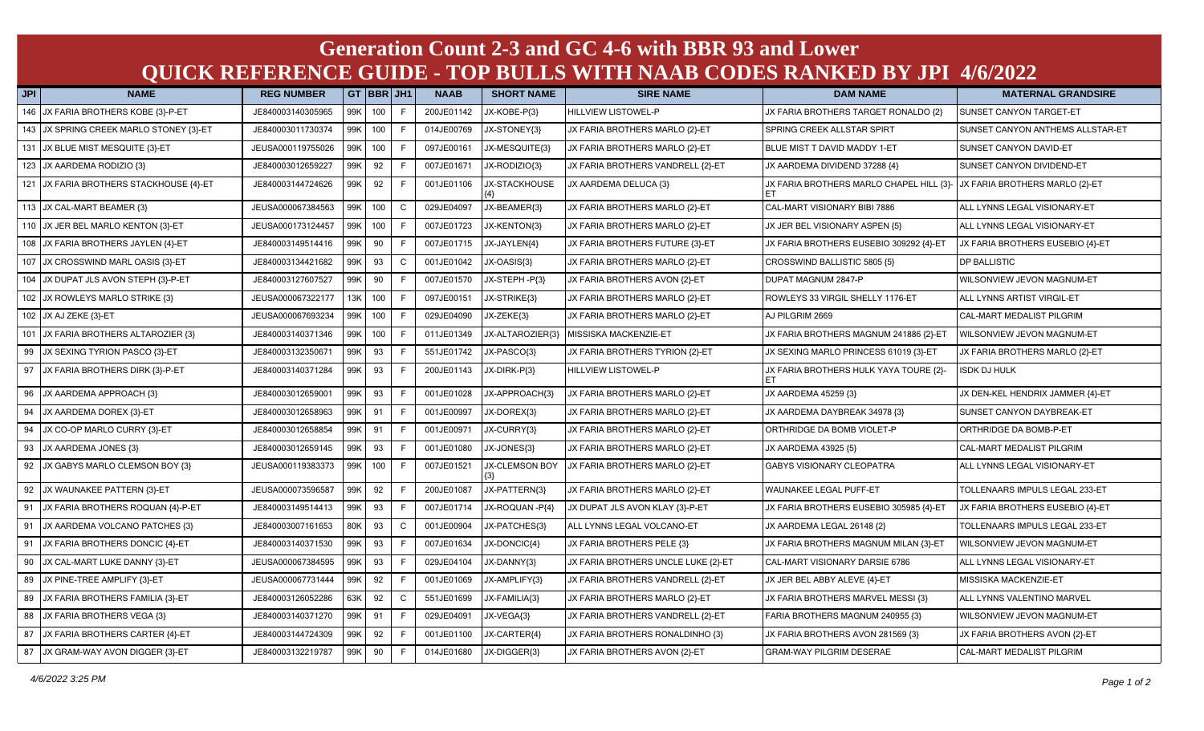# Generation Count 2-3 and GC 4-6 with BBR 93 and Lower

## QUICK REFERENCE GUIDE - TOP BULLS WITH NAAB CODES RANKED BY JPI 4/6/2022

| JPI | NAME | REG NUMBER | GT | BBR | JH1 | NAAB | SHORT NAME | SIRE NAME | DAM NAME | MATERNAL GRANDSIRE |
|---|---|---|---|---|---|---|---|---|---|---|
| 146 | JX FARIA BROTHERS KOBE {3}-P-ET | JE840003140305965 | 99K | 100 | F | 200JE01142 | JX-KOBE-P{3} | HILLVIEW LISTOWEL-P | JX FARIA BROTHERS TARGET RONALDO {2} | SUNSET CANYON TARGET-ET |
| 143 | JX SPRING CREEK MARLO STONEY {3}-ET | JE840003011730374 | 99K | 100 | F | 014JE00769 | JX-STONEY{3} | JX FARIA BROTHERS MARLO {2}-ET | SPRING CREEK ALLSTAR SPIRT | SUNSET CANYON ANTHEMS ALLSTAR-ET |
| 131 | JX BLUE MIST MESQUITE {3}-ET | JEUSA000119755026 | 99K | 100 | F | 097JE00161 | JX-MESQUITE{3} | JX FARIA BROTHERS MARLO {2}-ET | BLUE MIST T DAVID MADDY 1-ET | SUNSET CANYON DAVID-ET |
| 123 | JX AARDEMA RODIZIO {3} | JE840003012659227 | 99K | 92 | F | 007JE01671 | JX-RODIZIO{3} | JX FARIA BROTHERS VANDRELL {2}-ET | JX AARDEMA DIVIDEND 37288 {4} | SUNSET CANYON DIVIDEND-ET |
| 121 | JX FARIA BROTHERS STACKHOUSE {4}-ET | JE840003144724626 | 99K | 92 | F | 001JE01106 | JX-STACKHOUSE {4} | JX AARDEMA DELUCA {3} | JX FARIA BROTHERS MARLO CHAPEL HILL {3}-ET | JX FARIA BROTHERS MARLO {2}-ET |
| 113 | JX CAL-MART BEAMER {3} | JEUSA000067384563 | 99K | 100 | C | 029JE04097 | JX-BEAMER{3} | JX FARIA BROTHERS MARLO {2}-ET | CAL-MART VISIONARY BIBI 7886 | ALL LYNNS LEGAL VISIONARY-ET |
| 110 | JX JER BEL MARLO KENTON {3}-ET | JEUSA000173124457 | 99K | 100 | F | 007JE01723 | JX-KENTON{3} | JX FARIA BROTHERS MARLO {2}-ET | JX JER BEL VISIONARY ASPEN {5} | ALL LYNNS LEGAL VISIONARY-ET |
| 108 | JX FARIA BROTHERS JAYLEN {4}-ET | JE840003149514416 | 99K | 90 | F | 007JE01715 | JX-JAYLEN{4} | JX FARIA BROTHERS FUTURE {3}-ET | JX FARIA BROTHERS EUSEBIO 309292 {4}-ET | JX FARIA BROTHERS EUSEBIO {4}-ET |
| 107 | JX CROSSWIND MARL OASIS {3}-ET | JE840003134421682 | 99K | 93 | C | 001JE01042 | JX-OASIS{3} | JX FARIA BROTHERS MARLO {2}-ET | CROSSWIND BALLISTIC 5805 {5} | DP BALLISTIC |
| 104 | JX DUPAT JLS AVON STEPH {3}-P-ET | JE840003127607527 | 99K | 90 | F | 007JE01570 | JX-STEPH -P{3} | JX FARIA BROTHERS AVON {2}-ET | DUPAT MAGNUM 2847-P | WILSONVIEW JEVON MAGNUM-ET |
| 102 | JX ROWLEYS MARLO STRIKE {3} | JEUSA000067322177 | 13K | 100 | F | 097JE00151 | JX-STRIKE{3} | JX FARIA BROTHERS MARLO {2}-ET | ROWLEYS 33 VIRGIL SHELLY 1176-ET | ALL LYNNS LEGAL ARTIST VIRGIL-ET |
| 102 | JX AJ ZEKE {3}-ET | JEUSA000067693234 | 99K | 100 | F | 029JE04090 | JX-ZEKE{3} | JX FARIA BROTHERS MARLO {2}-ET | AJ PILGRIM 2669 | CAL-MART MEDALIST PILGRIM |
| 101 | JX FARIA BROTHERS ALTAROZIER {3} | JE840003140371346 | 99K | 100 | F | 011JE01349 | JX-ALTAROZIER{3} | MISSISKA MACKENZIE-ET | JX FARIA BROTHERS MAGNUM 241886 {2}-ET | WILSONVIEW JEVON MAGNUM-ET |
| 99 | JX SEXING TYRION PASCO {3}-ET | JE840003132350671 | 99K | 93 | F | 551JE01742 | JX-PASCO{3} | JX FARIA BROTHERS TYRION {2}-ET | JX SEXING MARLO PRINCESS 61019 {3}-ET | JX FARIA BROTHERS MARLO {2}-ET |
| 97 | JX FARIA BROTHERS DIRK {3}-P-ET | JE840003140371284 | 99K | 93 | F | 200JE01143 | JX-DIRK-P{3} | HILLVIEW LISTOWEL-P | JX FARIA BROTHERS HULK YAYA TOURE {2}-ET | ISDK DJ HULK |
| 96 | JX AARDEMA APPROACH {3} | JE840003012659001 | 99K | 93 | F | 001JE01028 | JX-APPROACH{3} | JX FARIA BROTHERS MARLO {2}-ET | JX AARDEMA 45259 {3} | JX DEN-KEL HENDRIX JAMMER {4}-ET |
| 94 | JX AARDEMA DOREX {3}-ET | JE840003012658963 | 99K | 91 | F | 001JE00997 | JX-DOREX{3} | JX FARIA BROTHERS MARLO {2}-ET | JX AARDEMA DAYBREAK 34978 {3} | SUNSET CANYON DAYBREAK-ET |
| 94 | JX CO-OP MARLO CURRY {3}-ET | JE840003012658854 | 99K | 91 | F | 001JE00971 | JX-CURRY{3} | JX FARIA BROTHERS MARLO {2}-ET | ORTHRIDGE DA BOMB VIOLET-P | ORTHRIDGE DA BOMB-P-ET |
| 93 | JX AARDEMA JONES {3} | JE840003012659145 | 99K | 93 | F | 001JE01080 | JX-JONES{3} | JX FARIA BROTHERS MARLO {2}-ET | JX AARDEMA 43925 {5} | CAL-MART MEDALIST PILGRIM |
| 92 | JX GABYS MARLO CLEMSON BOY {3} | JEUSA000119383373 | 99K | 100 | F | 007JE01521 | JX-CLEMSON BOY {3} | JX FARIA BROTHERS MARLO {2}-ET | GABYS VISIONARY CLEOPATRA | ALL LYNNS LEGAL VISIONARY-ET |
| 92 | JX WAUNAKEE PATTERN {3}-ET | JEUSA000073596587 | 99K | 92 | F | 200JE01087 | JX-PATTERN{3} | JX FARIA BROTHERS MARLO {2}-ET | WAUNAKEE LEGAL PUFF-ET | TOLLENAARS IMPULS LEGAL 233-ET |
| 91 | JX FARIA BROTHERS ROQUAN {4}-P-ET | JE840003149514413 | 99K | 93 | F | 007JE01714 | JX-ROQUAN -P{4} | JX DUPAT JLS AVON KLAY {3}-P-ET | JX FARIA BROTHERS EUSEBIO 305985 {4}-ET | JX FARIA BROTHERS EUSEBIO {4}-ET |
| 91 | JX AARDEMA VOLCANO PATCHES {3} | JE840003007161653 | 80K | 93 | C | 001JE00904 | JX-PATCHES{3} | ALL LYNNS LEGAL VOLCANO-ET | JX AARDEMA LEGAL 26148 {2} | TOLLENAARS IMPULS LEGAL 233-ET |
| 91 | JX FARIA BROTHERS DONCIC {4}-ET | JE840003140371530 | 99K | 93 | F | 007JE01634 | JX-DONCIC{4} | JX FARIA BROTHERS PELE {3} | JX FARIA BROTHERS MAGNUM MILAN {3}-ET | WILSONVIEW JEVON MAGNUM-ET |
| 90 | JX CAL-MART LUKE DANNY {3}-ET | JEUSA000067384595 | 99K | 93 | F | 029JE04104 | JX-DANNY{3} | JX FARIA BROTHERS UNCLE LUKE {2}-ET | CAL-MART VISIONARY DARSIE 6786 | ALL LYNNS LEGAL VISIONARY-ET |
| 89 | JX PINE-TREE AMPLIFY {3}-ET | JEUSA000067731444 | 99K | 92 | F | 001JE01069 | JX-AMPLIFY{3} | JX FARIA BROTHERS VANDRELL {2}-ET | JX JER BEL ABBY ALEVE {4}-ET | MISSISKA MACKENZIE-ET |
| 89 | JX FARIA BROTHERS FAMILIA {3}-ET | JE840003126052286 | 63K | 92 | C | 551JE01699 | JX-FAMILIA{3} | JX FARIA BROTHERS MARLO {2}-ET | JX FARIA BROTHERS MARVEL MESSI {3} | ALL LYNNS VALENTINO MARVEL |
| 88 | JX FARIA BROTHERS VEGA {3} | JE840003140371270 | 99K | 91 | F | 029JE04091 | JX-VEGA{3} | JX FARIA BROTHERS VANDRELL {2}-ET | FARIA BROTHERS MAGNUM 240955 {3} | WILSONVIEW JEVON MAGNUM-ET |
| 87 | JX FARIA BROTHERS CARTER {4}-ET | JE840003144724309 | 99K | 92 | F | 001JE01100 | JX-CARTER{4} | JX FARIA BROTHERS RONALDINHO {3} | JX FARIA BROTHERS AVON 281569 {3} | JX FARIA BROTHERS AVON {2}-ET |
| 87 | JX GRAM-WAY AVON DIGGER {3}-ET | JE840003132219787 | 99K | 90 | F | 014JE01680 | JX-DIGGER{3} | JX FARIA BROTHERS AVON {2}-ET | GRAM-WAY PILGRIM DESERAE | CAL-MART MEDALIST PILGRIM |

4/6/2022 3:25 PM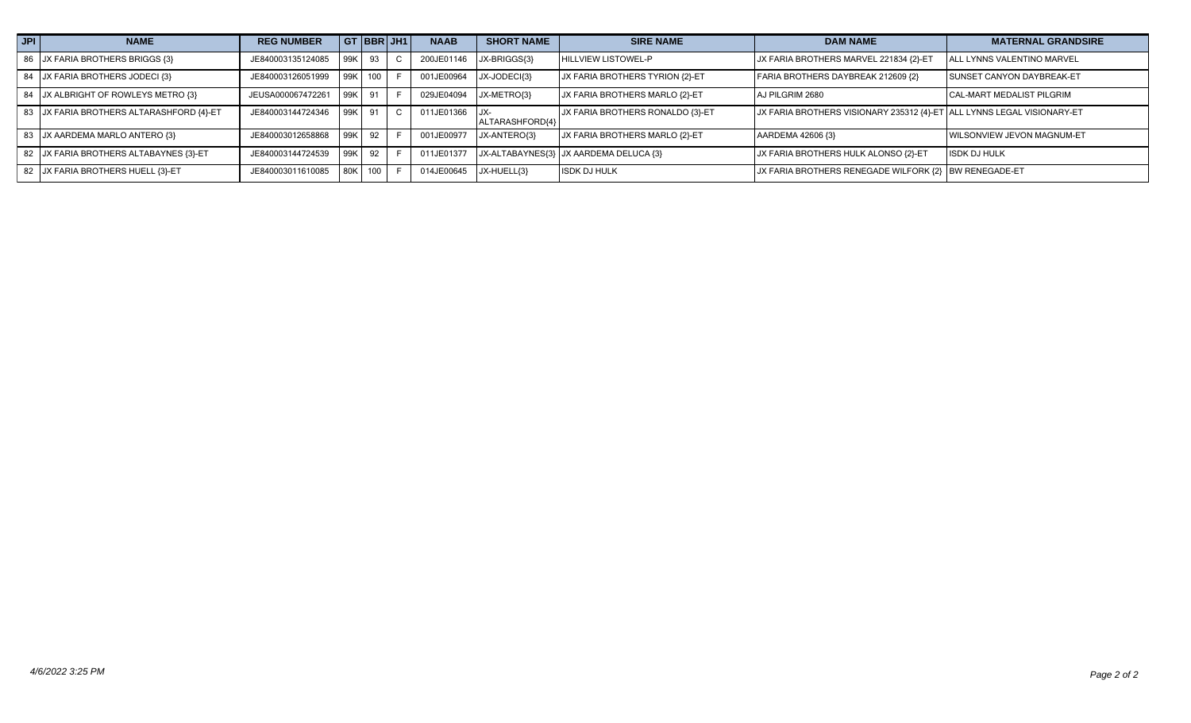| JPI | NAME | REG NUMBER | GT | BBR | JH1 | NAAB | SHORT NAME | SIRE NAME | DAM NAME | MATERNAL GRANDSIRE |
|---|---|---|---|---|---|---|---|---|---|---|
| 86 | JX FARIA BROTHERS BRIGGS {3} | JE840003135124085 | 99K | 93 | C | 200JE01146 | JX-BRIGGS{3} | HILLVIEW LISTOWEL-P | JX FARIA BROTHERS MARVEL 221834 {2}-ET | ALL LYNNS VALENTINO MARVEL |
| 84 | JX FARIA BROTHERS JODECI {3} | JE840003126051999 | 99K | 100 | F | 001JE00964 | JX-JODECI{3} | JX FARIA BROTHERS TYRION {2}-ET | FARIA BROTHERS DAYBREAK 212609 {2} | SUNSET CANYON DAYBREAK-ET |
| 84 | JX ALBRIGHT OF ROWLEYS METRO {3} | JEUSA000067472261 | 99K | 91 | F | 029JE04094 | JX-METRO{3} | JX FARIA BROTHERS MARLO {2}-ET | AJ PILGRIM 2680 | CAL-MART MEDALIST PILGRIM |
| 83 | JX FARIA BROTHERS ALTARASHFORD {4}-ET | JE840003144724346 | 99K | 91 | C | 011JE01366 | JX-ALTARASHFORD{4} | JX FARIA BROTHERS RONALDO {3}-ET | JX FARIA BROTHERS VISIONARY 235312 {4}-ET | ALL LYNNS LEGAL VISIONARY-ET |
| 83 | JX AARDEMA MARLO ANTERO {3} | JE840003012658868 | 99K | 92 | F | 001JE00977 | JX-ANTERO{3} | JX FARIA BROTHERS MARLO {2}-ET | AARDEMA 42606 {3} | WILSONVIEW JEVON MAGNUM-ET |
| 82 | JX FARIA BROTHERS ALTABAYNES {3}-ET | JE840003144724539 | 99K | 92 | F | 011JE01377 | JX-ALTABAYNES{3} | JX AARDEMA DELUCA {3} | JX FARIA BROTHERS HULK ALONSO {2}-ET | ISDK DJ HULK |
| 82 | JX FARIA BROTHERS HUELL {3}-ET | JE840003011610085 | 80K | 100 | F | 014JE00645 | JX-HUELL{3} | ISDK DJ HULK | JX FARIA BROTHERS RENEGADE WILFORK {2} | BW RENEGADE-ET |

*4/6/2022 3:25 PM*